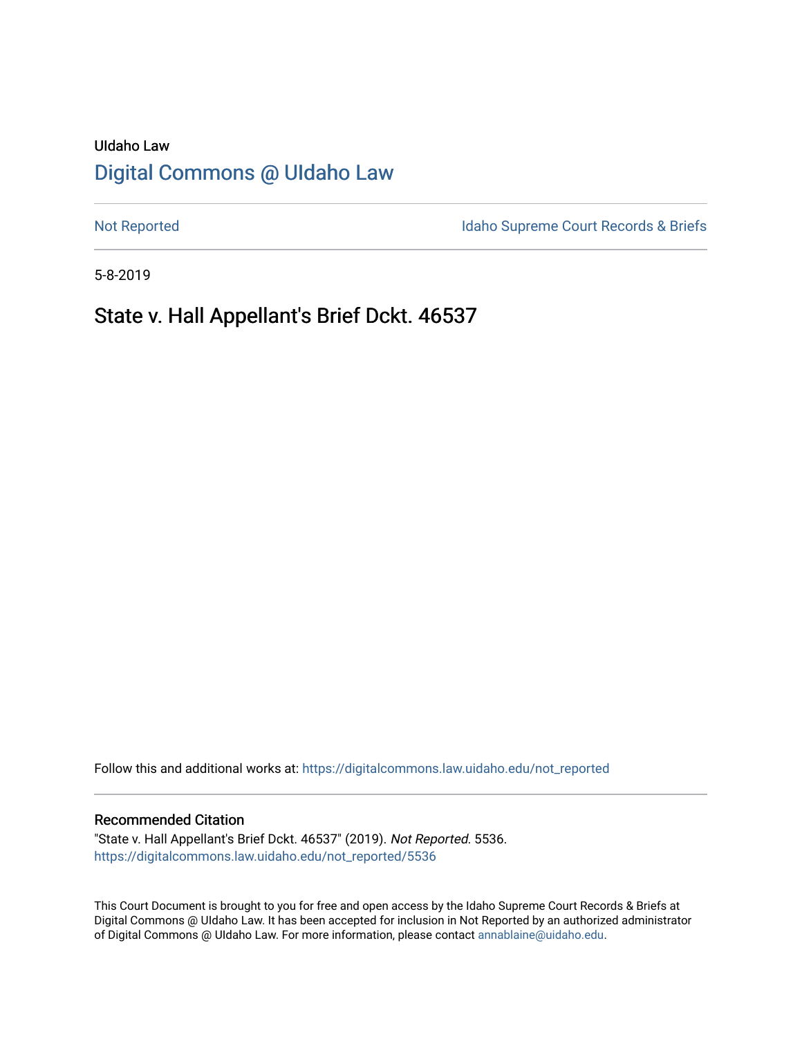UIdaho Law

# Digital Commons @ UIdaho Law

Not Reported

Idaho Supreme Court Records & Briefs

5-8-2019

## State v. Hall Appellant's Brief Dckt. 46537

Follow this and additional works at: https://digitalcommons.law.uidaho.edu/not_reported

### Recommended Citation

"State v. Hall Appellant's Brief Dckt. 46537" (2019). *Not Reported*. 5536.
https://digitalcommons.law.uidaho.edu/not_reported/5536

This Court Document is brought to you for free and open access by the Idaho Supreme Court Records & Briefs at Digital Commons @ UIdaho Law. It has been accepted for inclusion in Not Reported by an authorized administrator of Digital Commons @ UIdaho Law. For more information, please contact annablaine@uidaho.edu.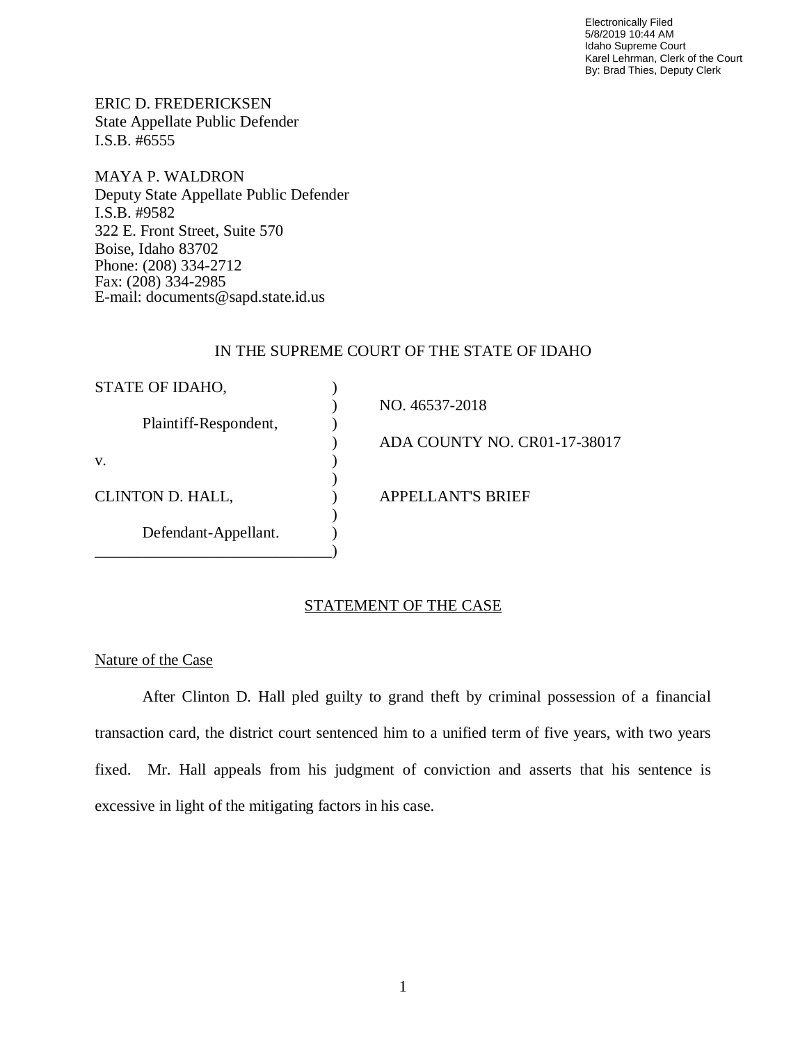Electronically Filed
5/8/2019 10:44 AM
Idaho Supreme Court
Karel Lehrman, Clerk of the Court
By: Brad Thies, Deputy Clerk

ERIC D. FREDERICKSEN
State Appellate Public Defender
I.S.B. #6555

MAYA P. WALDRON
Deputy State Appellate Public Defender
I.S.B. #9582
322 E. Front Street, Suite 570
Boise, Idaho 83702
Phone: (208) 334-2712
Fax: (208) 334-2985
E-mail: documents@sapd.state.id.us

IN THE SUPREME COURT OF THE STATE OF IDAHO

| | |
|---|---|
| STATE OF IDAHO, | NO. 46537-2018 |
| Plaintiff-Respondent, | ADA COUNTY NO. CR01-17-38017 |
| v. | |
| CLINTON D. HALL, | APPELLANT'S BRIEF |
| Defendant-Appellant. | |

## STATEMENT OF THE CASE

### Nature of the Case

After Clinton D. Hall pled guilty to grand theft by criminal possession of a financial transaction card, the district court sentenced him to a unified term of five years, with two years fixed. Mr. Hall appeals from his judgment of conviction and asserts that his sentence is excessive in light of the mitigating factors in his case.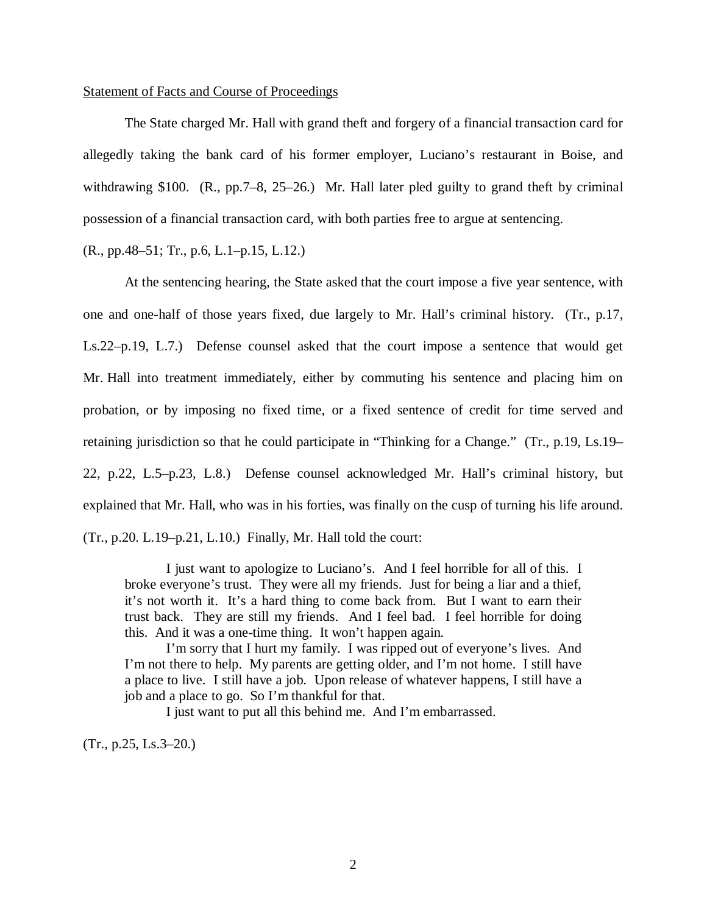Statement of Facts and Course of Proceedings

The State charged Mr. Hall with grand theft and forgery of a financial transaction card for allegedly taking the bank card of his former employer, Luciano's restaurant in Boise, and withdrawing $100. (R., pp.7–8, 25–26.) Mr. Hall later pled guilty to grand theft by criminal possession of a financial transaction card, with both parties free to argue at sentencing. (R., pp.48–51; Tr., p.6, L.1–p.15, L.12.)

At the sentencing hearing, the State asked that the court impose a five year sentence, with one and one-half of those years fixed, due largely to Mr. Hall's criminal history. (Tr., p.17, Ls.22–p.19, L.7.) Defense counsel asked that the court impose a sentence that would get Mr. Hall into treatment immediately, either by commuting his sentence and placing him on probation, or by imposing no fixed time, or a fixed sentence of credit for time served and retaining jurisdiction so that he could participate in "Thinking for a Change." (Tr., p.19, Ls.19–22, p.22, L.5–p.23, L.8.) Defense counsel acknowledged Mr. Hall's criminal history, but explained that Mr. Hall, who was in his forties, was finally on the cusp of turning his life around. (Tr., p.20. L.19–p.21, L.10.) Finally, Mr. Hall told the court:

> I just want to apologize to Luciano's. And I feel horrible for all of this. I broke everyone's trust. They were all my friends. Just for being a liar and a thief, it's not worth it. It's a hard thing to come back from. But I want to earn their trust back. They are still my friends. And I feel bad. I feel horrible for doing this. And it was a one-time thing. It won't happen again.
>
> I'm sorry that I hurt my family. I was ripped out of everyone's lives. And I'm not there to help. My parents are getting older, and I'm not home. I still have a place to live. I still have a job. Upon release of whatever happens, I still have a job and a place to go. So I'm thankful for that.
>
> I just want to put all this behind me. And I'm embarrassed.

(Tr., p.25, Ls.3–20.)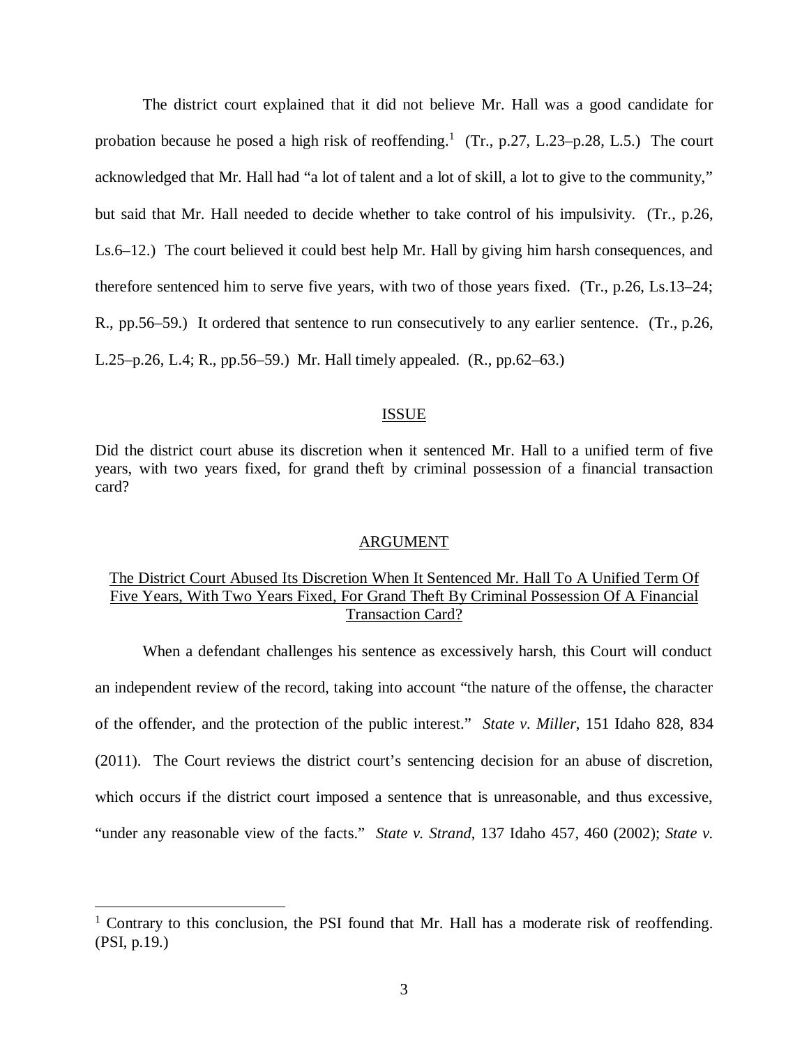The district court explained that it did not believe Mr. Hall was a good candidate for probation because he posed a high risk of reoffending.[1] (Tr., p.27, L.23–p.28, L.5.) The court acknowledged that Mr. Hall had "a lot of talent and a lot of skill, a lot to give to the community," but said that Mr. Hall needed to decide whether to take control of his impulsivity. (Tr., p.26, Ls.6–12.) The court believed it could best help Mr. Hall by giving him harsh consequences, and therefore sentenced him to serve five years, with two of those years fixed. (Tr., p.26, Ls.13–24; R., pp.56–59.) It ordered that sentence to run consecutively to any earlier sentence. (Tr., p.26, L.25–p.26, L.4; R., pp.56–59.) Mr. Hall timely appealed. (R., pp.62–63.)

## ISSUE

Did the district court abuse its discretion when it sentenced Mr. Hall to a unified term of five years, with two years fixed, for grand theft by criminal possession of a financial transaction card?

## ARGUMENT

### The District Court Abused Its Discretion When It Sentenced Mr. Hall To A Unified Term Of Five Years, With Two Years Fixed, For Grand Theft By Criminal Possession Of A Financial Transaction Card?

When a defendant challenges his sentence as excessively harsh, this Court will conduct an independent review of the record, taking into account "the nature of the offense, the character of the offender, and the protection of the public interest." *State v. Miller*, 151 Idaho 828, 834 (2011). The Court reviews the district court's sentencing decision for an abuse of discretion, which occurs if the district court imposed a sentence that is unreasonable, and thus excessive, "under any reasonable view of the facts." *State v. Strand*, 137 Idaho 457, 460 (2002); *State v.*

---

[1] Contrary to this conclusion, the PSI found that Mr. Hall has a moderate risk of reoffending. (PSI, p.19.)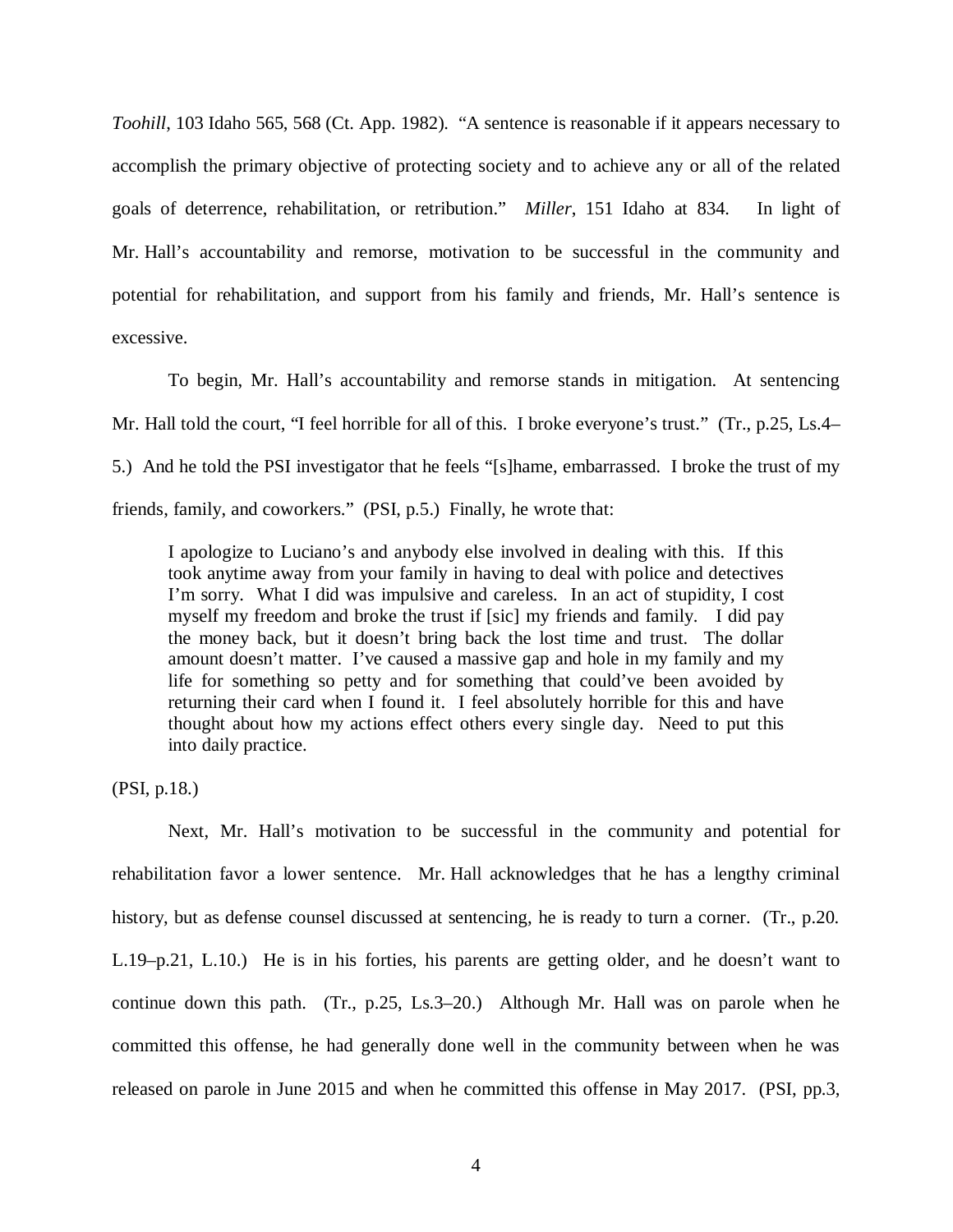*Toohill*, 103 Idaho 565, 568 (Ct. App. 1982). "A sentence is reasonable if it appears necessary to accomplish the primary objective of protecting society and to achieve any or all of the related goals of deterrence, rehabilitation, or retribution." *Miller*, 151 Idaho at 834. In light of Mr. Hall's accountability and remorse, motivation to be successful in the community and potential for rehabilitation, and support from his family and friends, Mr. Hall's sentence is excessive.

To begin, Mr. Hall's accountability and remorse stands in mitigation. At sentencing Mr. Hall told the court, "I feel horrible for all of this. I broke everyone's trust." (Tr., p.25, Ls.4–5.) And he told the PSI investigator that he feels "[s]hame, embarrassed. I broke the trust of my friends, family, and coworkers." (PSI, p.5.) Finally, he wrote that:

> I apologize to Luciano's and anybody else involved in dealing with this. If this took anytime away from your family in having to deal with police and detectives I'm sorry. What I did was impulsive and careless. In an act of stupidity, I cost myself my freedom and broke the trust if [sic] my friends and family. I did pay the money back, but it doesn't bring back the lost time and trust. The dollar amount doesn't matter. I've caused a massive gap and hole in my family and my life for something so petty and for something that could've been avoided by returning their card when I found it. I feel absolutely horrible for this and have thought about how my actions effect others every single day. Need to put this into daily practice.

(PSI, p.18.)

Next, Mr. Hall's motivation to be successful in the community and potential for rehabilitation favor a lower sentence. Mr. Hall acknowledges that he has a lengthy criminal history, but as defense counsel discussed at sentencing, he is ready to turn a corner. (Tr., p.20. L.19–p.21, L.10.) He is in his forties, his parents are getting older, and he doesn't want to continue down this path. (Tr., p.25, Ls.3–20.) Although Mr. Hall was on parole when he committed this offense, he had generally done well in the community between when he was released on parole in June 2015 and when he committed this offense in May 2017. (PSI, pp.3,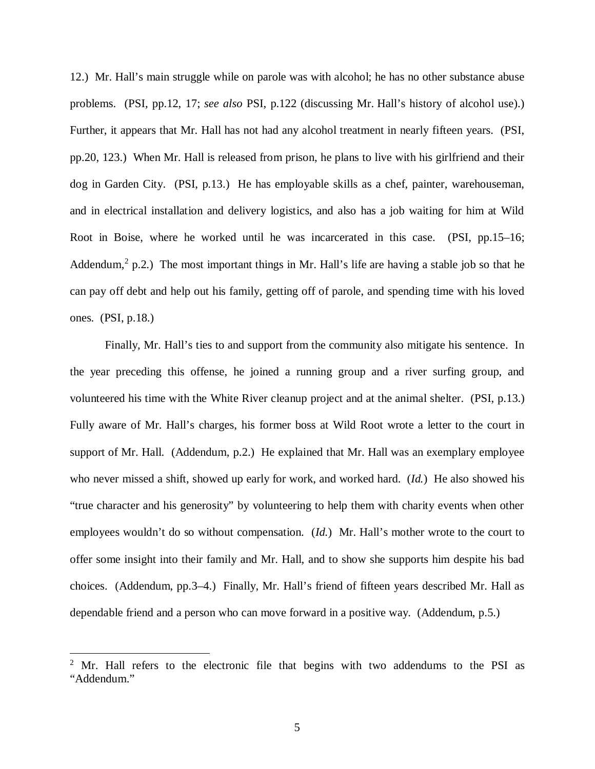12.) Mr. Hall's main struggle while on parole was with alcohol; he has no other substance abuse problems. (PSI, pp.12, 17; *see also* PSI, p.122 (discussing Mr. Hall's history of alcohol use).) Further, it appears that Mr. Hall has not had any alcohol treatment in nearly fifteen years. (PSI, pp.20, 123.) When Mr. Hall is released from prison, he plans to live with his girlfriend and their dog in Garden City. (PSI, p.13.) He has employable skills as a chef, painter, warehouseman, and in electrical installation and delivery logistics, and also has a job waiting for him at Wild Root in Boise, where he worked until he was incarcerated in this case. (PSI, pp.15–16; Addendum,[2] p.2.) The most important things in Mr. Hall's life are having a stable job so that he can pay off debt and help out his family, getting off of parole, and spending time with his loved ones. (PSI, p.18.)

Finally, Mr. Hall's ties to and support from the community also mitigate his sentence. In the year preceding this offense, he joined a running group and a river surfing group, and volunteered his time with the White River cleanup project and at the animal shelter. (PSI, p.13.) Fully aware of Mr. Hall's charges, his former boss at Wild Root wrote a letter to the court in support of Mr. Hall. (Addendum, p.2.) He explained that Mr. Hall was an exemplary employee who never missed a shift, showed up early for work, and worked hard. (*Id.*) He also showed his "true character and his generosity" by volunteering to help them with charity events when other employees wouldn't do so without compensation. (*Id.*) Mr. Hall's mother wrote to the court to offer some insight into their family and Mr. Hall, and to show she supports him despite his bad choices. (Addendum, pp.3–4.) Finally, Mr. Hall's friend of fifteen years described Mr. Hall as dependable friend and a person who can move forward in a positive way. (Addendum, p.5.)

---

[2] Mr. Hall refers to the electronic file that begins with two addendums to the PSI as "Addendum."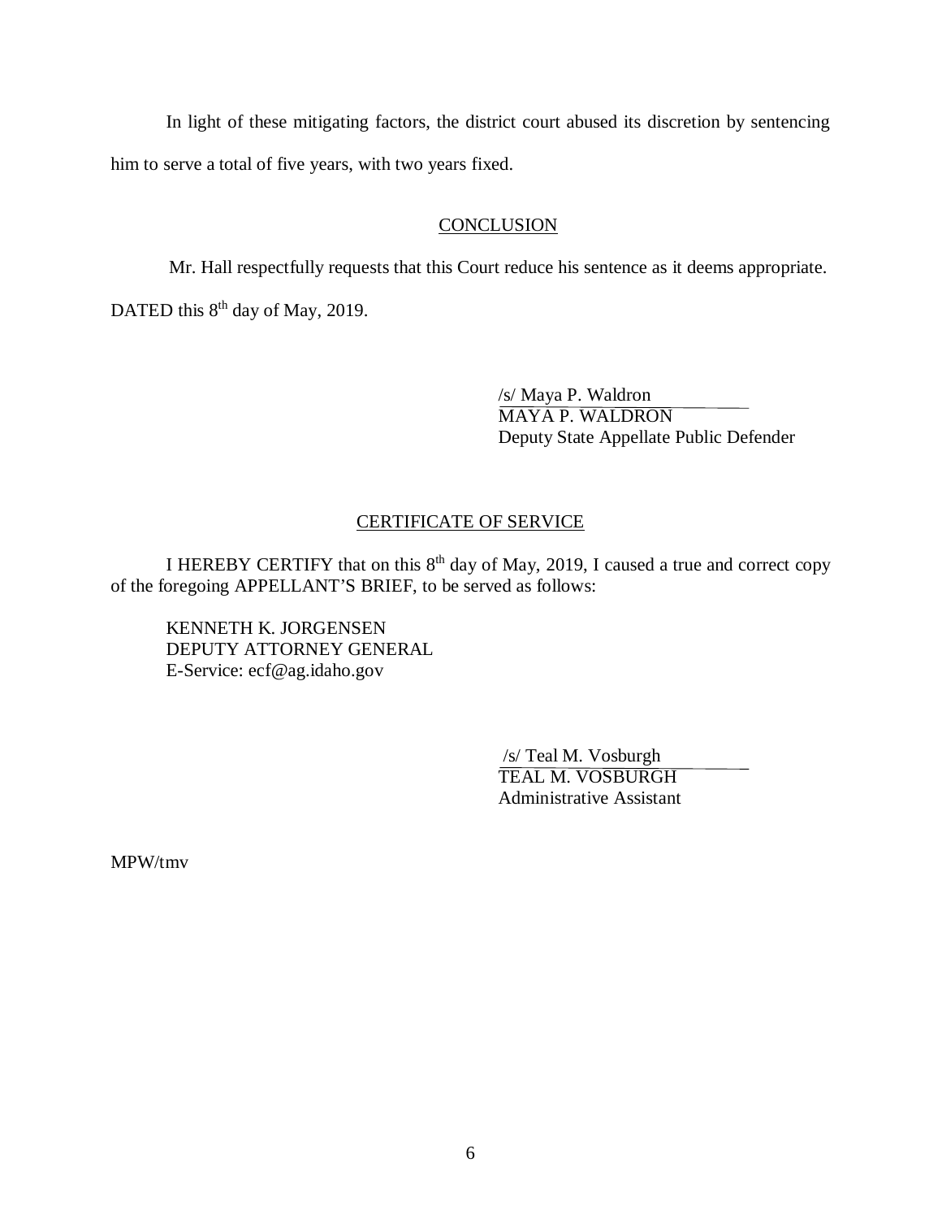In light of these mitigating factors, the district court abused its discretion by sentencing him to serve a total of five years, with two years fixed.

## CONCLUSION

Mr. Hall respectfully requests that this Court reduce his sentence as it deems appropriate.

DATED this 8th day of May, 2019.

/s/ Maya P. Waldron
MAYA P. WALDRON
Deputy State Appellate Public Defender

## CERTIFICATE OF SERVICE

I HEREBY CERTIFY that on this 8th day of May, 2019, I caused a true and correct copy of the foregoing APPELLANT'S BRIEF, to be served as follows:

KENNETH K. JORGENSEN
DEPUTY ATTORNEY GENERAL
E-Service: ecf@ag.idaho.gov

/s/ Teal M. Vosburgh
TEAL M. VOSBURGH
Administrative Assistant

MPW/tmv